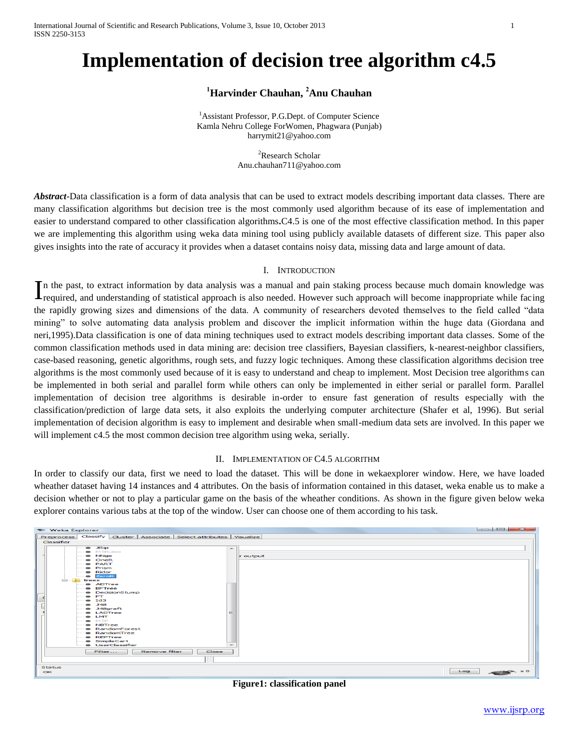# Implementation of decision tree algorithm c4.5

**[1]Harvinder Chauhan, [2]Anu Chauhan**

[1]Assistant Professor, P.G.Dept. of Computer Science
Kamla Nehru College ForWomen, Phagwara (Punjab)
harrymit21@yahoo.com

[2]Research Scholar
Anu.chauhan711@yahoo.com

***Abstract***-Data classification is a form of data analysis that can be used to extract models describing important data classes. There are many classification algorithms but decision tree is the most commonly used algorithm because of its ease of implementation and easier to understand compared to other classification algorithms**.**C4.5 is one of the most effective classification method. In this paper we are implementing this algorithm using weka data mining tool using publicly available datasets of different size. This paper also gives insights into the rate of accuracy it provides when a dataset contains noisy data, missing data and large amount of data.

## I. Introduction

In the past, to extract information by data analysis was a manual and pain staking process because much domain knowledge was required, and understanding of statistical approach is also needed. However such approach will become inappropriate while facing the rapidly growing sizes and dimensions of the data. A community of researchers devoted themselves to the field called "data mining" to solve automating data analysis problem and discover the implicit information within the huge data (Giordana and neri,1995).Data classification is one of data mining techniques used to extract models describing important data classes. Some of the common classification methods used in data mining are: decision tree classifiers, Bayesian classifiers, k-nearest-neighbor classifiers, case-based reasoning, genetic algorithms, rough sets, and fuzzy logic techniques. Among these classification algorithms decision tree algorithms is the most commonly used because of it is easy to understand and cheap to implement. Most Decision tree algorithms can be implemented in both serial and parallel form while others can only be implemented in either serial or parallel form. Parallel implementation of decision tree algorithms is desirable in-order to ensure fast generation of results especially with the classification/prediction of large data sets, it also exploits the underlying computer architecture (Shafer et al, 1996). But serial implementation of decision algorithm is easy to implement and desirable when small-medium data sets are involved. In this paper we will implement c4.5 the most common decision tree algorithm using weka, serially.

## II. Implementation of C4.5 algorithm

In order to classify our data, first we need to load the dataset. This will be done in wekaexplorer window. Here, we have loaded wheather dataset having 14 instances and 4 attributes. On the basis of information contained in this dataset, weka enable us to make a decision whether or not to play a particular game on the basis of the wheather conditions. As shown in the figure given below weka explorer contains various tabs at the top of the window. User can choose one of them according to his task.

**Figure1: classification panel**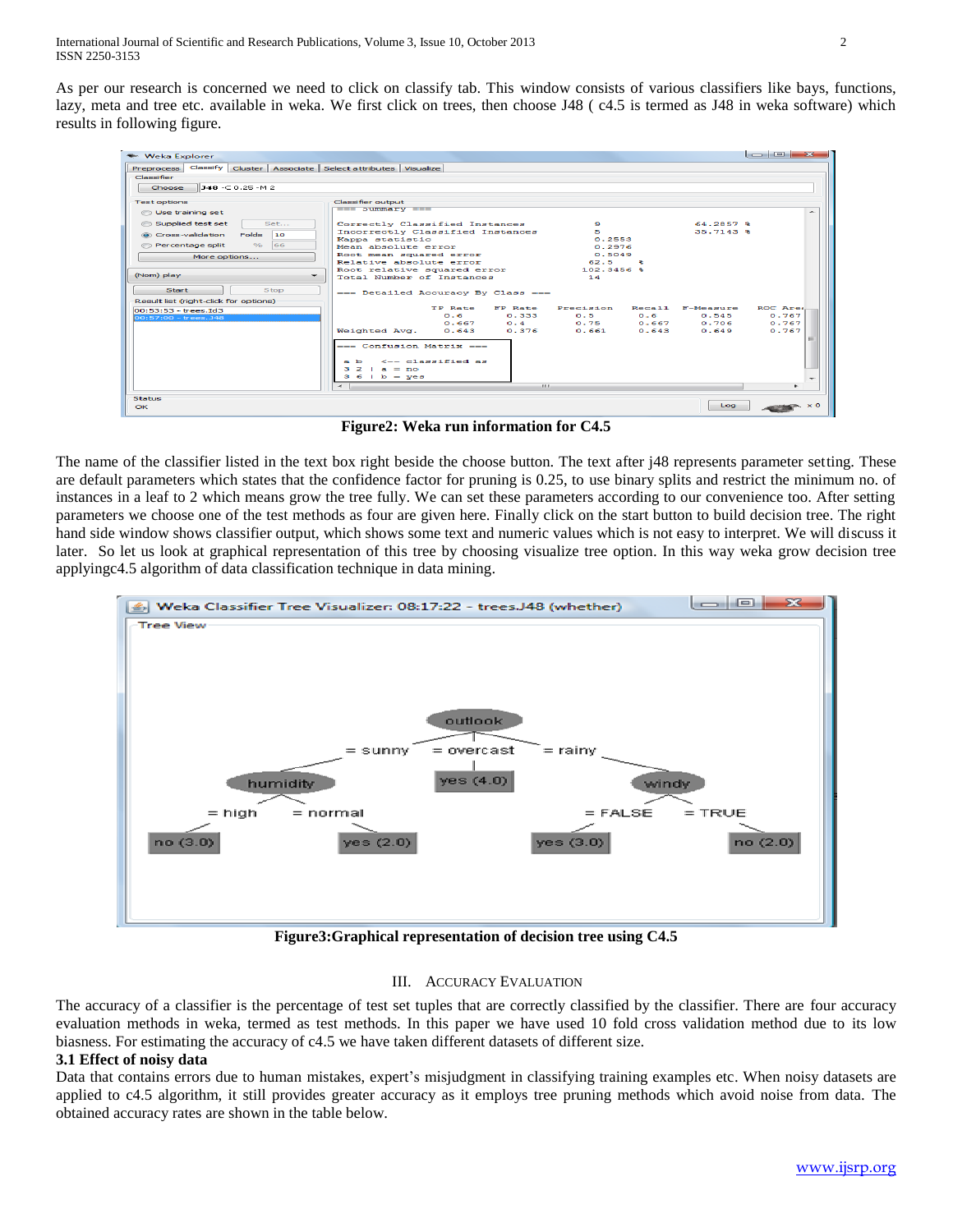As per our research is concerned we need to click on classify tab. This window consists of various classifiers like bays, functions, lazy, meta and tree etc. available in weka. We first click on trees, then choose J48 ( c4.5 is termed as J48 in weka software) which results in following figure.

**Figure2: Weka run information for C4.5**

The name of the classifier listed in the text box right beside the choose button. The text after j48 represents parameter setting. These are default parameters which states that the confidence factor for pruning is 0.25, to use binary splits and restrict the minimum no. of instances in a leaf to 2 which means grow the tree fully. We can set these parameters according to our convenience too. After setting parameters we choose one of the test methods as four are given here. Finally click on the start button to build decision tree. The right hand side window shows classifier output, which shows some text and numeric values which is not easy to interpret. We will discuss it later. So let us look at graphical representation of this tree by choosing visualize tree option. In this way weka grow decision tree applyingc4.5 algorithm of data classification technique in data mining.

**Figure3:Graphical representation of decision tree using C4.5**

## III. Accuracy Evaluation

The accuracy of a classifier is the percentage of test set tuples that are correctly classified by the classifier. There are four accuracy evaluation methods in weka, termed as test methods. In this paper we have used 10 fold cross validation method due to its low biasness. For estimating the accuracy of c4.5 we have taken different datasets of different size.

### 3.1 Effect of noisy data

Data that contains errors due to human mistakes, expert's misjudgment in classifying training examples etc. When noisy datasets are applied to c4.5 algorithm, it still provides greater accuracy as it employs tree pruning methods which avoid noise from data. The obtained accuracy rates are shown in the table below.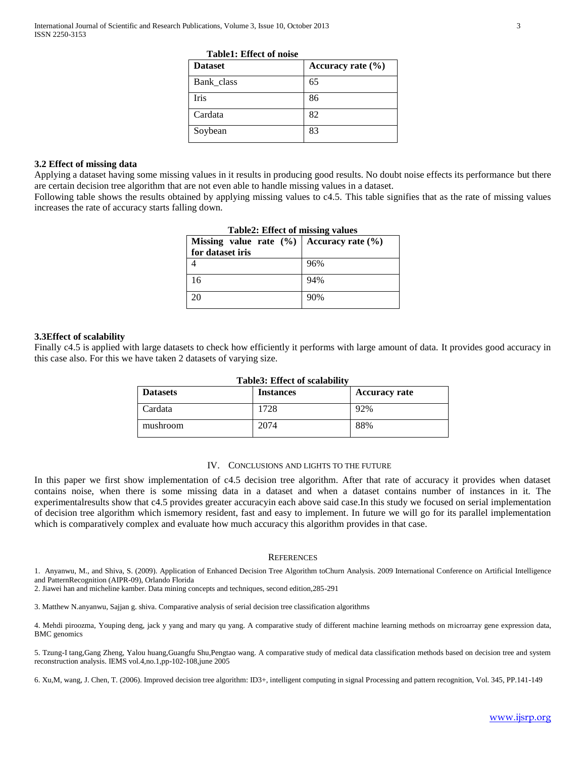**Table1: Effect of noise**

| Dataset | Accuracy rate (%) |
|---|---|
| Bank_class | 65 |
| Iris | 86 |
| Cardata | 82 |
| Soybean | 83 |

### 3.2 Effect of missing data

Applying a dataset having some missing values in it results in producing good results. No doubt noise effects its performance but there are certain decision tree algorithm that are not even able to handle missing values in a dataset.

Following table shows the results obtained by applying missing values to c4.5. This table signifies that as the rate of missing values increases the rate of accuracy starts falling down.

**Table2: Effect of missing values**

| Missing value rate (%) for dataset iris | Accuracy rate (%) |
|---|---|
| 4 | 96% |
| 16 | 94% |
| 20 | 90% |

### 3.3Effect of scalability

Finally c4.5 is applied with large datasets to check how efficiently it performs with large amount of data. It provides good accuracy in this case also. For this we have taken 2 datasets of varying size.

**Table3: Effect of scalability**

| Datasets | Instances | Accuracy rate |
|---|---|---|
| Cardata | 1728 | 92% |
| mushroom | 2074 | 88% |

## IV. Conclusions and Lights to the Future

In this paper we first show implementation of c4.5 decision tree algorithm. After that rate of accuracy it provides when dataset contains noise, when there is some missing data in a dataset and when a dataset contains number of instances in it. The experimentalresults show that c4.5 provides greater accuracyin each above said case.In this study we focused on serial implementation of decision tree algorithm which ismemory resident, fast and easy to implement. In future we will go for its parallel implementation which is comparatively complex and evaluate how much accuracy this algorithm provides in that case.

## References

1. Anyanwu, M., and Shiva, S. (2009). Application of Enhanced Decision Tree Algorithm toChurn Analysis. 2009 International Conference on Artificial Intelligence and PatternRecognition (AIPR-09), Orlando Florida
2. Jiawei han and micheline kamber. Data mining concepts and techniques, second edition,285-291
3. Matthew N.anyanwu, Sajjan g. shiva. Comparative analysis of serial decision tree classification algorithms
4. Mehdi piroozma, Youping deng, jack y yang and mary qu yang. A comparative study of different machine learning methods on microarray gene expression data, BMC genomics
5. Tzung-I tang,Gang Zheng, Yalou huang,Guangfu Shu,Pengtao wang. A comparative study of medical data classification methods based on decision tree and system reconstruction analysis. IEMS vol.4,no.1,pp-102-108,june 2005
6. Xu,M, wang, J. Chen, T. (2006). Improved decision tree algorithm: ID3+, intelligent computing in signal Processing and pattern recognition, Vol. 345, PP.141-149